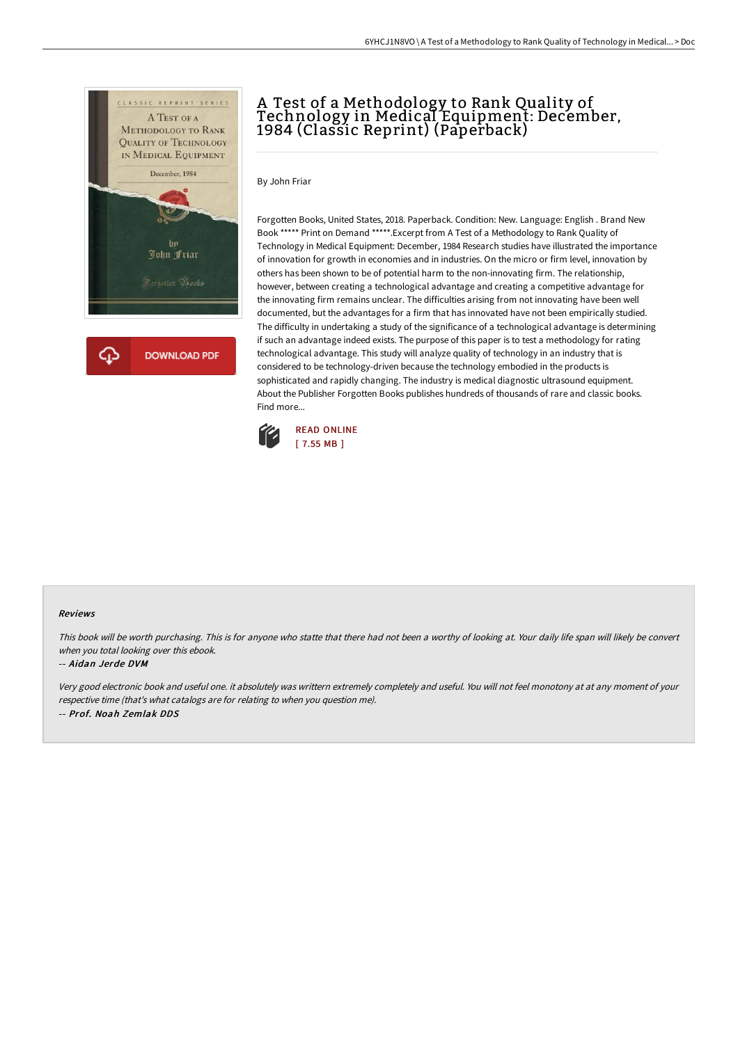# A Test of a Methodology to Rank Quality of Technology in Medical Equipment: December, 1984 (Classic Reprint) (Paperback)

By John Friar

Forgotten Books, United States, 2018. Paperback. Condition: New. Language: English . Brand New Book ***** Print on Demand *****.Excerpt from A Test of a Methodology to Rank Quality of Technology in Medical Equipment: December, 1984 Research studies have illustrated the importance of innovation for growth in economies and in industries. On the micro or firm level, innovation by others has been shown to be of potential harm to the non-innovating firm. The relationship, however, between creating a technological advantage and creating a competitive advantage for the innovating firm remains unclear. The difficulties arising from not innovating have been well documented, but the advantages for a firm that has innovated have not been empirically studied. The difficulty in undertaking a study of the significance of a technological advantage is determining if such an advantage indeed exists. The purpose of this paper is to test a methodology for rating technological advantage. This study will analyze quality of technology in an industry that is considered to be technology-driven because the technology embodied in the products is sophisticated and rapidly changing. The industry is medical diagnostic ultrasound equipment. About the Publisher Forgotten Books publishes hundreds of thousands of rare and classic books. Find more...

DOWNLOAD PDF

READ ONLINE
[ 7.55 MB ]

### Reviews

*This book will be worth purchasing. This is for anyone who statte that there had not been a worthy of looking at. Your daily life span will likely be convert when you total looking over this ebook.*

-- *Aidan Jerde DVM*

*Very good electronic book and useful one. it absolutely was writtern extremely completely and useful. You will not feel monotony at at any moment of your respective time (that's what catalogs are for relating to when you question me).*

-- *Prof. Noah Zemlak DDS*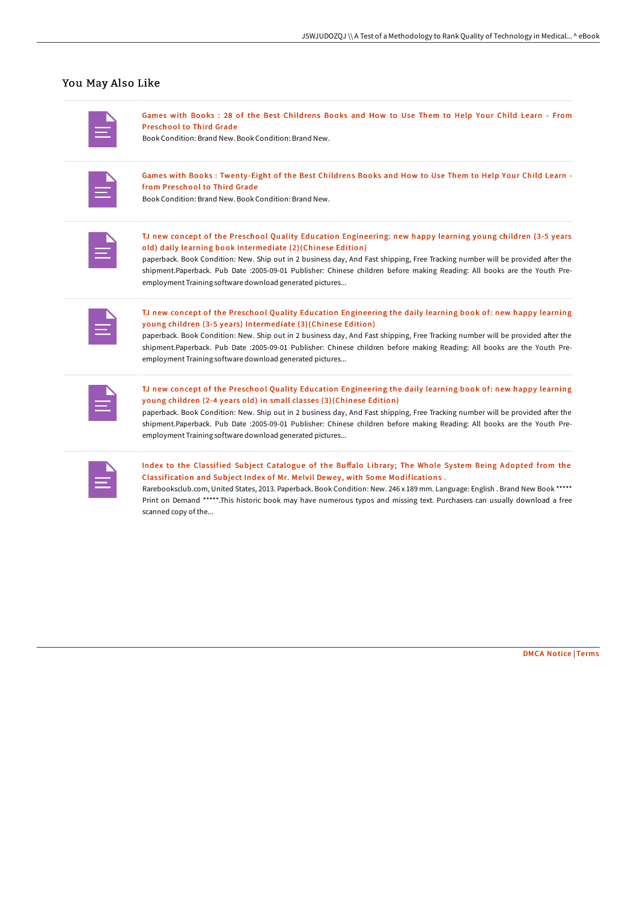## You May Also Like

**Games with Books : 28 of the Best Childrens Books and How to Use Them to Help Your Child Learn - From Preschool to Third Grade**

Book Condition: Brand New. Book Condition: Brand New.

**Games with Books : Twenty-Eight of the Best Childrens Books and How to Use Them to Help Your Child Learn - from Preschool to Third Grade**

Book Condition: Brand New. Book Condition: Brand New.

**TJ new concept of the Preschool Quality Education Engineering: new happy learning young children (3-5 years old) daily learning book Intermediate (2)(Chinese Edition)**

paperback. Book Condition: New. Ship out in 2 business day, And Fast shipping, Free Tracking number will be provided after the shipment.Paperback. Pub Date :2005-09-01 Publisher: Chinese children before making Reading: All books are the Youth Pre-employment Training software download generated pictures...

**TJ new concept of the Preschool Quality Education Engineering the daily learning book of: new happy learning young children (3-5 years) Intermediate (3)(Chinese Edition)**

paperback. Book Condition: New. Ship out in 2 business day, And Fast shipping, Free Tracking number will be provided after the shipment.Paperback. Pub Date :2005-09-01 Publisher: Chinese children before making Reading: All books are the Youth Pre-employment Training software download generated pictures...

**TJ new concept of the Preschool Quality Education Engineering the daily learning book of: new happy learning young children (2-4 years old) in small classes (3)(Chinese Edition)**

paperback. Book Condition: New. Ship out in 2 business day, And Fast shipping, Free Tracking number will be provided after the shipment.Paperback. Pub Date :2005-09-01 Publisher: Chinese children before making Reading: All books are the Youth Pre-employment Training software download generated pictures...

**Index to the Classified Subject Catalogue of the Buffalo Library; The Whole System Being Adopted from the Classification and Subject Index of Mr. Melvil Dewey, with Some Modifications .**

Rarebooksclub.com, United States, 2013. Paperback. Book Condition: New. 246 x 189 mm. Language: English . Brand New Book ***** Print on Demand *****.This historic book may have numerous typos and missing text. Purchasers can usually download a free scanned copy of the...